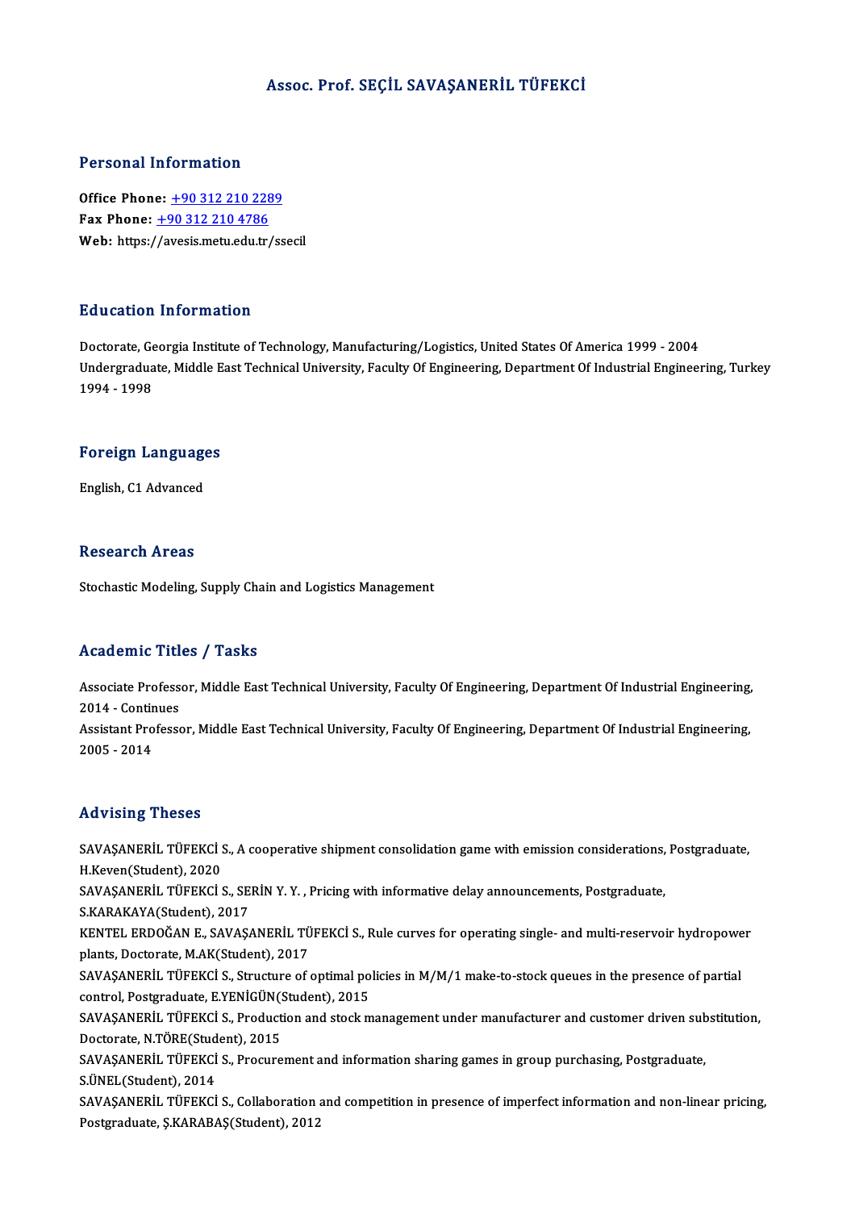# Assoc. Prof. SEÇİL SAVAŞANERİL TÜFEKCİ

## Personal Information

**Office Phone:** +90 312 210 2289
**Fax Phone:** +90 312 210 4786
**Web:** https://avesis.metu.edu.tr/ssecil

## Education Information

Doctorate, Georgia Institute of Technology, Manufacturing/Logistics, United States Of America 1999 - 2004
Undergraduate, Middle East Technical University, Faculty Of Engineering, Department Of Industrial Engineering, Turkey 1994 - 1998

## Foreign Languages

English, C1 Advanced

## Research Areas

Stochastic Modeling, Supply Chain and Logistics Management

## Academic Titles / Tasks

Associate Professor, Middle East Technical University, Faculty Of Engineering, Department Of Industrial Engineering, 2014 - Continues
Assistant Professor, Middle East Technical University, Faculty Of Engineering, Department Of Industrial Engineering, 2005 - 2014

## Advising Theses

SAVAŞANERİL TÜFEKCİ S., A cooperative shipment consolidation game with emission considerations, Postgraduate, H.Keven(Student), 2020
SAVAŞANERİL TÜFEKCİ S., SERİN Y. Y. , Pricing with informative delay announcements, Postgraduate, S.KARAKAYA(Student), 2017
KENTEL ERDOĞAN E., SAVAŞANERİL TÜFEKCİ S., Rule curves for operating single- and multi-reservoir hydropower plants, Doctorate, M.AK(Student), 2017
SAVAŞANERİL TÜFEKCİ S., Structure of optimal policies in M/M/1 make-to-stock queues in the presence of partial control, Postgraduate, E.YENİGÜN(Student), 2015
SAVAŞANERİL TÜFEKCİ S., Production and stock management under manufacturer and customer driven substitution, Doctorate, N.TÖRE(Student), 2015
SAVAŞANERİL TÜFEKCİ S., Procurement and information sharing games in group purchasing, Postgraduate, S.ÜNEL(Student), 2014
SAVAŞANERİL TÜFEKCİ S., Collaboration and competition in presence of imperfect information and non-linear pricing, Postgraduate, Ş.KARABAŞ(Student), 2012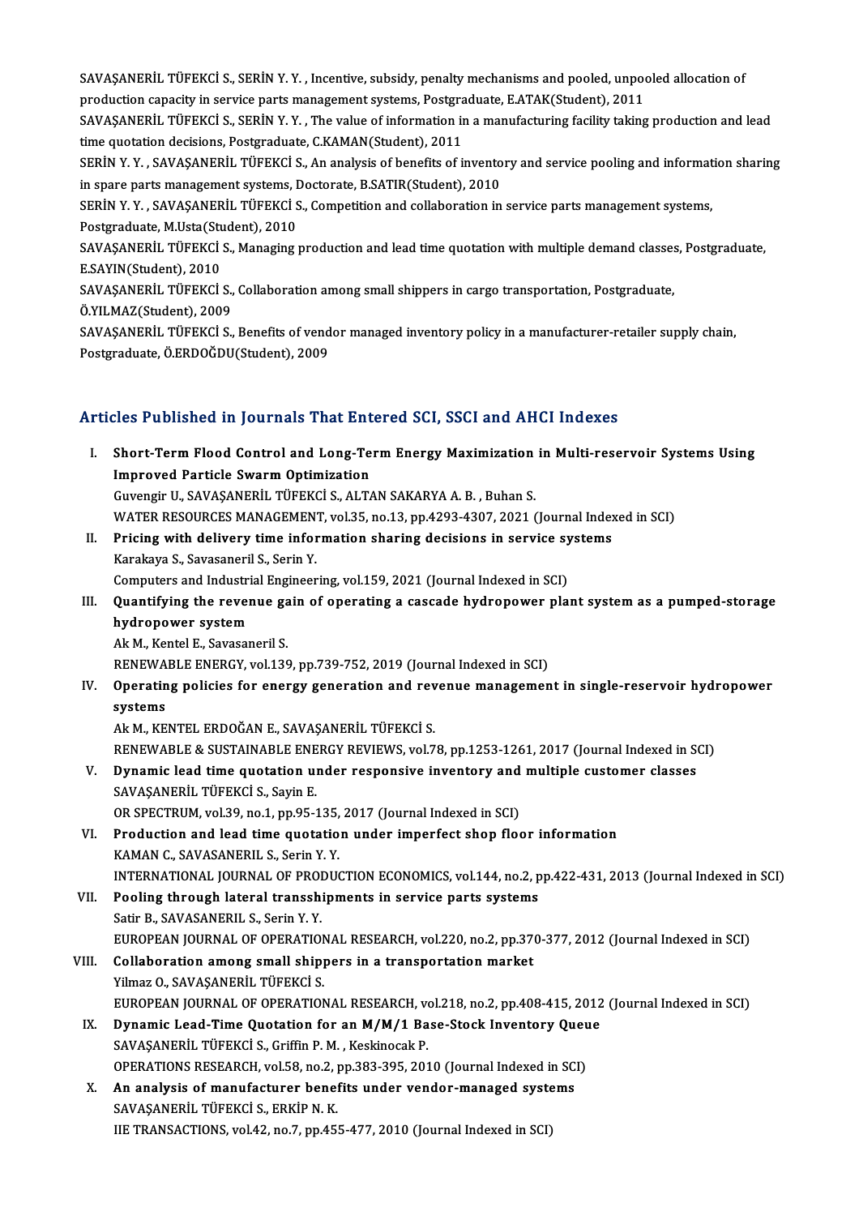SAVAŞANERİL TÜFEKCİ S., SERİN Y. Y. , Incentive, subsidy, penalty mechanisms and pooled, unpooled allocation of production capacity in service parts management systems, Postgraduate, E.ATAK(Student), 2011

SAVAŞANERİL TÜFEKCİ S., SERİN Y. Y. , The value of information in a manufacturing facility taking production and lead time quotation decisions, Postgraduate, C.KAMAN(Student), 2011

SERİN Y. Y. , SAVAŞANERİL TÜFEKCİ S., An analysis of benefits of inventory and service pooling and information sharing in spare parts management systems, Doctorate, B.SATIR(Student), 2010

SERİN Y. Y. , SAVAŞANERİL TÜFEKCİ S., Competition and collaboration in service parts management systems, Postgraduate, M.Usta(Student), 2010

SAVAŞANERİL TÜFEKCİ S., Managing production and lead time quotation with multiple demand classes, Postgraduate, E.SAYIN(Student), 2010

SAVAŞANERİL TÜFEKCİ S., Collaboration among small shippers in cargo transportation, Postgraduate, Ö.YILMAZ(Student), 2009

SAVAŞANERİL TÜFEKCİ S., Benefits of vendor managed inventory policy in a manufacturer-retailer supply chain, Postgraduate, Ö.ERDOĞDU(Student), 2009

## Articles Published in Journals That Entered SCI, SSCI and AHCI Indexes

I. **Short-Term Flood Control and Long-Term Energy Maximization in Multi-reservoir Systems Using Improved Particle Swarm Optimization**
Guvengir U., SAVAŞANERİL TÜFEKCİ S., ALTAN SAKARYA A. B. , Buhan S.
WATER RESOURCES MANAGEMENT, vol.35, no.13, pp.4293-4307, 2021 (Journal Indexed in SCI)

II. **Pricing with delivery time information sharing decisions in service systems**
Karakaya S., Savasaneril S., Serin Y.
Computers and Industrial Engineering, vol.159, 2021 (Journal Indexed in SCI)

III. **Quantifying the revenue gain of operating a cascade hydropower plant system as a pumped-storage hydropower system**
Ak M., Kentel E., Savasaneril S.
RENEWABLE ENERGY, vol.139, pp.739-752, 2019 (Journal Indexed in SCI)

IV. **Operating policies for energy generation and revenue management in single-reservoir hydropower systems**
Ak M., KENTEL ERDOĞAN E., SAVAŞANERİL TÜFEKCİ S.
RENEWABLE & SUSTAINABLE ENERGY REVIEWS, vol.78, pp.1253-1261, 2017 (Journal Indexed in SCI)

V. **Dynamic lead time quotation under responsive inventory and multiple customer classes**
SAVAŞANERİL TÜFEKCİ S., Sayin E.
OR SPECTRUM, vol.39, no.1, pp.95-135, 2017 (Journal Indexed in SCI)

VI. **Production and lead time quotation under imperfect shop floor information**
KAMAN C., SAVASANERIL S., Serin Y. Y.
INTERNATIONAL JOURNAL OF PRODUCTION ECONOMICS, vol.144, no.2, pp.422-431, 2013 (Journal Indexed in SCI)

VII. **Pooling through lateral transshipments in service parts systems**
Satir B., SAVASANERIL S., Serin Y. Y.
EUROPEAN JOURNAL OF OPERATIONAL RESEARCH, vol.220, no.2, pp.370-377, 2012 (Journal Indexed in SCI)

VIII. **Collaboration among small shippers in a transportation market**
Yilmaz O., SAVAŞANERİL TÜFEKCİ S.
EUROPEAN JOURNAL OF OPERATIONAL RESEARCH, vol.218, no.2, pp.408-415, 2012 (Journal Indexed in SCI)

IX. **Dynamic Lead-Time Quotation for an M/M/1 Base-Stock Inventory Queue**
SAVAŞANERİL TÜFEKCİ S., Griffin P. M. , Keskinocak P.
OPERATIONS RESEARCH, vol.58, no.2, pp.383-395, 2010 (Journal Indexed in SCI)

X. **An analysis of manufacturer benefits under vendor-managed systems**
SAVAŞANERİL TÜFEKCİ S., ERKİP N. K.
IIE TRANSACTIONS, vol.42, no.7, pp.455-477, 2010 (Journal Indexed in SCI)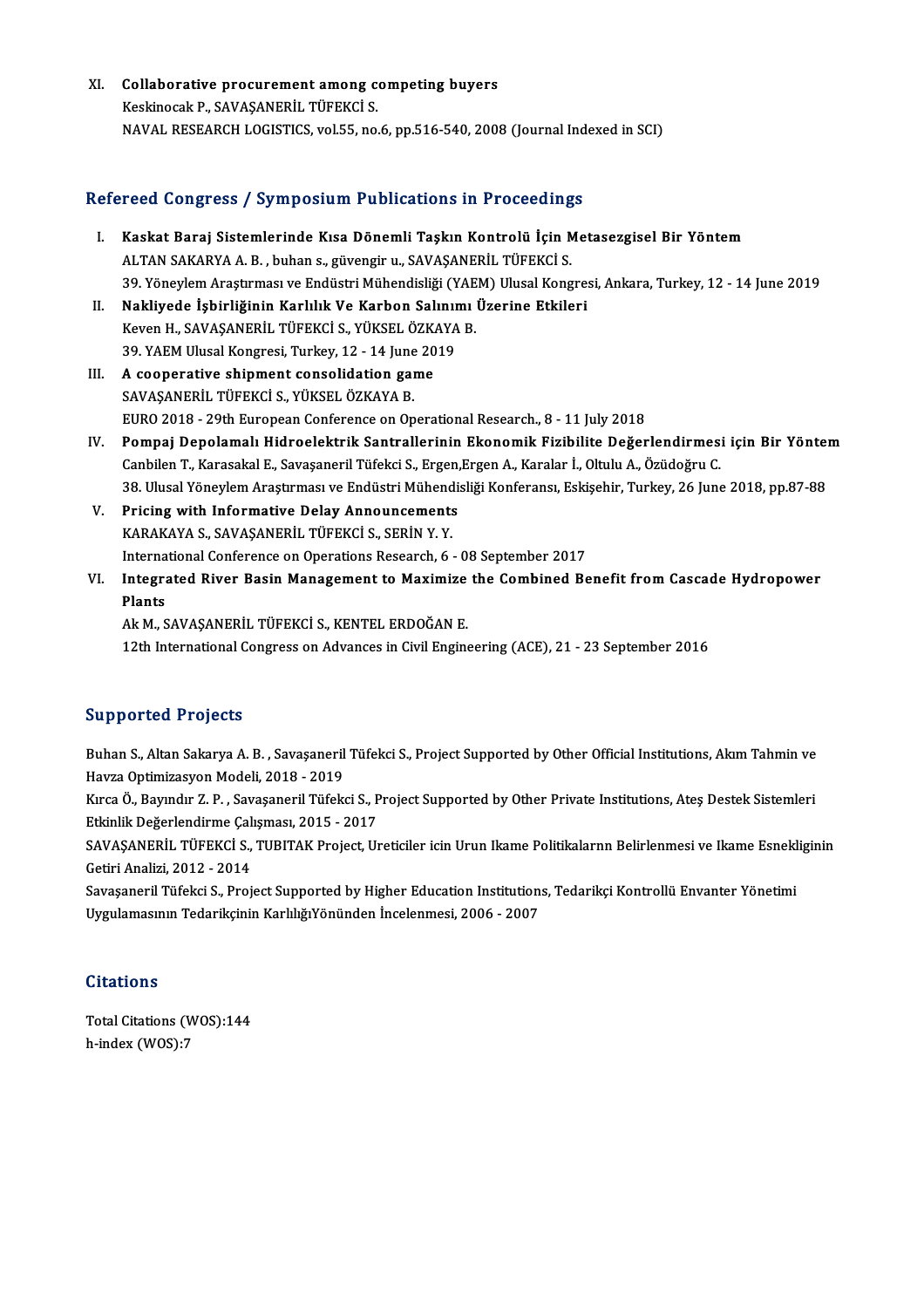XI. **Collaborative procurement among competing buyers**
Keskinocak P., SAVAŞANERİL TÜFEKCİ S.
NAVAL RESEARCH LOGISTICS, vol.55, no.6, pp.516-540, 2008 (Journal Indexed in SCI)

## Refereed Congress / Symposium Publications in Proceedings

I. **Kaskat Baraj Sistemlerinde Kısa Dönemli Taşkın Kontrolü İçin Metasezgisel Bir Yöntem**
ALTAN SAKARYA A. B. , buhan s., güvengir u., SAVAŞANERİL TÜFEKCİ S.
39. Yöneylem Araştırması ve Endüstri Mühendisliği (YAEM) Ulusal Kongresi, Ankara, Turkey, 12 - 14 June 2019

II. **Nakliyede İşbirliğinin Karlılık Ve Karbon Salınımı Üzerine Etkileri**
Keven H., SAVAŞANERİL TÜFEKCİ S., YÜKSEL ÖZKAYA B.
39. YAEM Ulusal Kongresi, Turkey, 12 - 14 June 2019

III. **A cooperative shipment consolidation game**
SAVAŞANERİL TÜFEKCİ S., YÜKSEL ÖZKAYA B.
EURO 2018 - 29th European Conference on Operational Research., 8 - 11 July 2018

IV. **Pompaj Depolamalı Hidroelektrik Santrallerinin Ekonomik Fizibilite Değerlendirmesi için Bir Yöntem**
Canbilen T., Karasakal E., Savaşaneril Tüfekci S., Ergen,Ergen A., Karalar İ., Oltulu A., Özüdoğru C.
38. Ulusal Yöneylem Araştırması ve Endüstri Mühendisliği Konferansı, Eskişehir, Turkey, 26 June 2018, pp.87-88

V. **Pricing with Informative Delay Announcements**
KARAKAYA S., SAVAŞANERİL TÜFEKCİ S., SERİN Y. Y.
International Conference on Operations Research, 6 - 08 September 2017

VI. **Integrated River Basin Management to Maximize the Combined Benefit from Cascade Hydropower Plants**
Ak M., SAVAŞANERİL TÜFEKCİ S., KENTEL ERDOĞAN E.
12th International Congress on Advances in Civil Engineering (ACE), 21 - 23 September 2016

## Supported Projects

Buhan S., Altan Sakarya A. B. , Savaşaneril Tüfekci S., Project Supported by Other Official Institutions, Akım Tahmin ve Havza Optimizasyon Modeli, 2018 - 2019

Kırca Ö., Bayındır Z. P. , Savaşaneril Tüfekci S., Project Supported by Other Private Institutions, Ateş Destek Sistemleri Etkinlik Değerlendirme Çalışması, 2015 - 2017

SAVAŞANERİL TÜFEKCİ S., TUBITAK Project, Ureticiler icin Urun Ikame Politikalarnn Belirlenmesi ve Ikame Esnekliginin Getiri Analizi, 2012 - 2014

Savaşaneril Tüfekci S., Project Supported by Higher Education Institutions, Tedarikçi Kontrollü Envanter Yönetimi Uygulamasının Tedarikçinin KarlılığıYönünden İncelenmesi, 2006 - 2007

## Citations

Total Citations (WOS):144
h-index (WOS):7